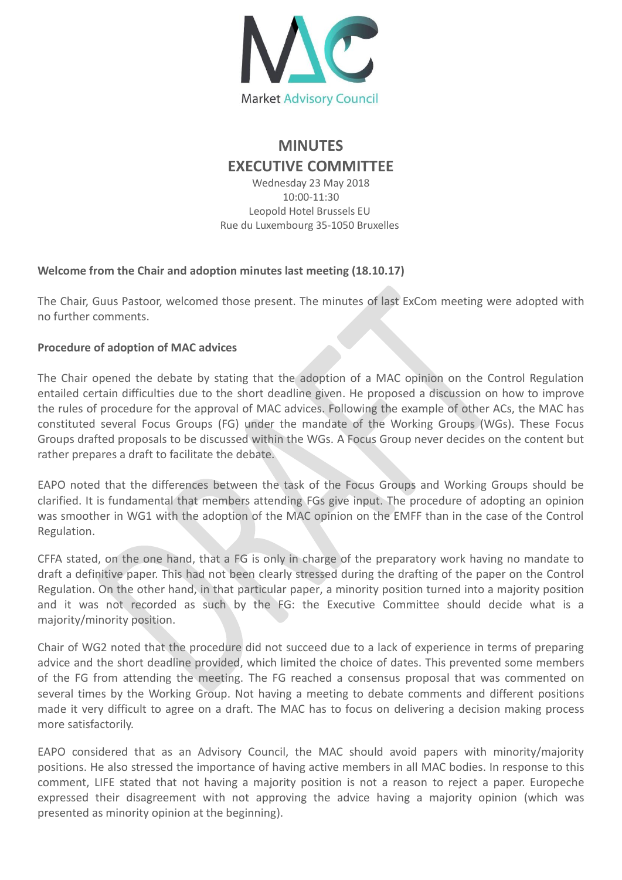Market Advisory Council

# MINUTES
# EXECUTIVE COMMITTEE

Wednesday 23 May 2018
10:00-11:30
Leopold Hotel Brussels EU
Rue du Luxembourg 35-1050 Bruxelles

**Welcome from the Chair and adoption minutes last meeting (18.10.17)**

The Chair, Guus Pastoor, welcomed those present. The minutes of last ExCom meeting were adopted with no further comments.

**Procedure of adoption of MAC advices**

The Chair opened the debate by stating that the adoption of a MAC opinion on the Control Regulation entailed certain difficulties due to the short deadline given. He proposed a discussion on how to improve the rules of procedure for the approval of MAC advices. Following the example of other ACs, the MAC has constituted several Focus Groups (FG) under the mandate of the Working Groups (WGs). These Focus Groups drafted proposals to be discussed within the WGs. A Focus Group never decides on the content but rather prepares a draft to facilitate the debate.

EAPO noted that the differences between the task of the Focus Groups and Working Groups should be clarified. It is fundamental that members attending FGs give input. The procedure of adopting an opinion was smoother in WG1 with the adoption of the MAC opinion on the EMFF than in the case of the Control Regulation.

CFFA stated, on the one hand, that a FG is only in charge of the preparatory work having no mandate to draft a definitive paper. This had not been clearly stressed during the drafting of the paper on the Control Regulation. On the other hand, in that particular paper, a minority position turned into a majority position and it was not recorded as such by the FG: the Executive Committee should decide what is a majority/minority position.

Chair of WG2 noted that the procedure did not succeed due to a lack of experience in terms of preparing advice and the short deadline provided, which limited the choice of dates. This prevented some members of the FG from attending the meeting. The FG reached a consensus proposal that was commented on several times by the Working Group. Not having a meeting to debate comments and different positions made it very difficult to agree on a draft. The MAC has to focus on delivering a decision making process more satisfactorily.

EAPO considered that as an Advisory Council, the MAC should avoid papers with minority/majority positions. He also stressed the importance of having active members in all MAC bodies. In response to this comment, LIFE stated that not having a majority position is not a reason to reject a paper. Europeche expressed their disagreement with not approving the advice having a majority opinion (which was presented as minority opinion at the beginning).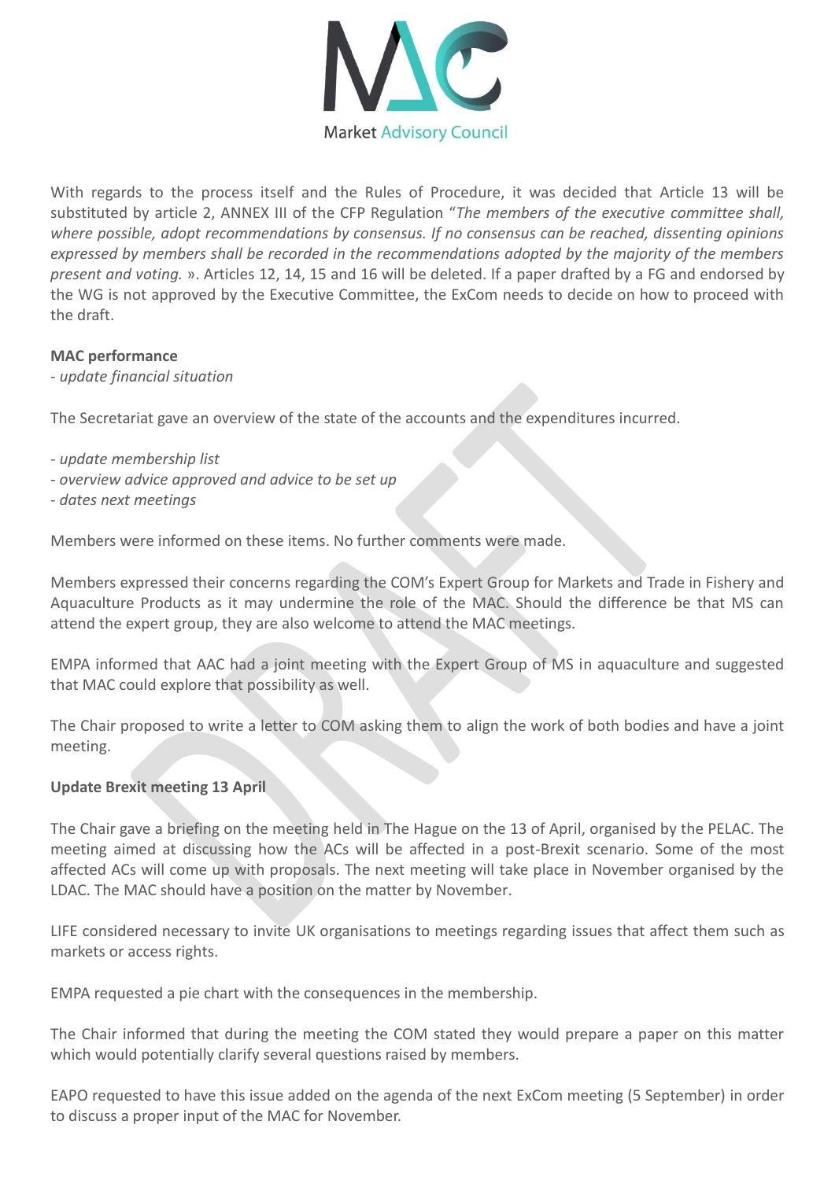With regards to the process itself and the Rules of Procedure, it was decided that Article 13 will be substituted by article 2, ANNEX III of the CFP Regulation "*The members of the executive committee shall, where possible, adopt recommendations by consensus. If no consensus can be reached, dissenting opinions expressed by members shall be recorded in the recommendations adopted by the majority of the members present and voting.* ». Articles 12, 14, 15 and 16 will be deleted. If a paper drafted by a FG and endorsed by the WG is not approved by the Executive Committee, the ExCom needs to decide on how to proceed with the draft.

**MAC performance**

*- update financial situation*

The Secretariat gave an overview of the state of the accounts and the expenditures incurred.

*- update membership list*
*- overview advice approved and advice to be set up*
*- dates next meetings*

Members were informed on these items. No further comments were made.

Members expressed their concerns regarding the COM's Expert Group for Markets and Trade in Fishery and Aquaculture Products as it may undermine the role of the MAC. Should the difference be that MS can attend the expert group, they are also welcome to attend the MAC meetings.

EMPA informed that AAC had a joint meeting with the Expert Group of MS in aquaculture and suggested that MAC could explore that possibility as well.

The Chair proposed to write a letter to COM asking them to align the work of both bodies and have a joint meeting.

**Update Brexit meeting 13 April**

The Chair gave a briefing on the meeting held in The Hague on the 13 of April, organised by the PELAC. The meeting aimed at discussing how the ACs will be affected in a post-Brexit scenario. Some of the most affected ACs will come up with proposals. The next meeting will take place in November organised by the LDAC. The MAC should have a position on the matter by November.

LIFE considered necessary to invite UK organisations to meetings regarding issues that affect them such as markets or access rights.

EMPA requested a pie chart with the consequences in the membership.

The Chair informed that during the meeting the COM stated they would prepare a paper on this matter which would potentially clarify several questions raised by members.

EAPO requested to have this issue added on the agenda of the next ExCom meeting (5 September) in order to discuss a proper input of the MAC for November.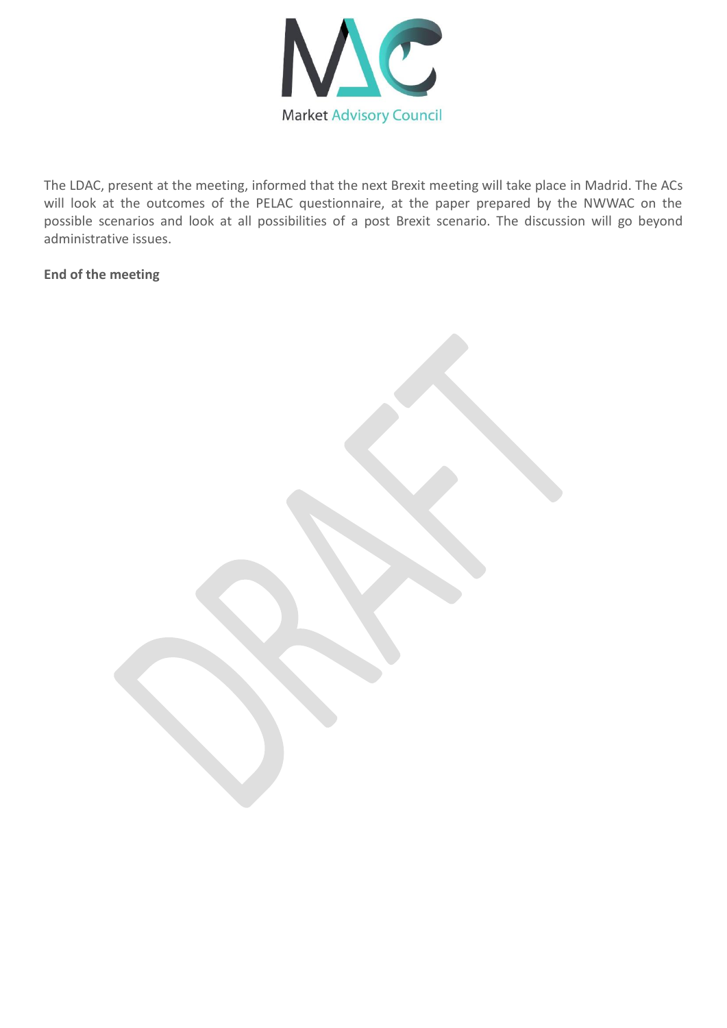The LDAC, present at the meeting, informed that the next Brexit meeting will take place in Madrid. The ACs will look at the outcomes of the PELAC questionnaire, at the paper prepared by the NWWAC on the possible scenarios and look at all possibilities of a post Brexit scenario. The discussion will go beyond administrative issues.

**End of the meeting**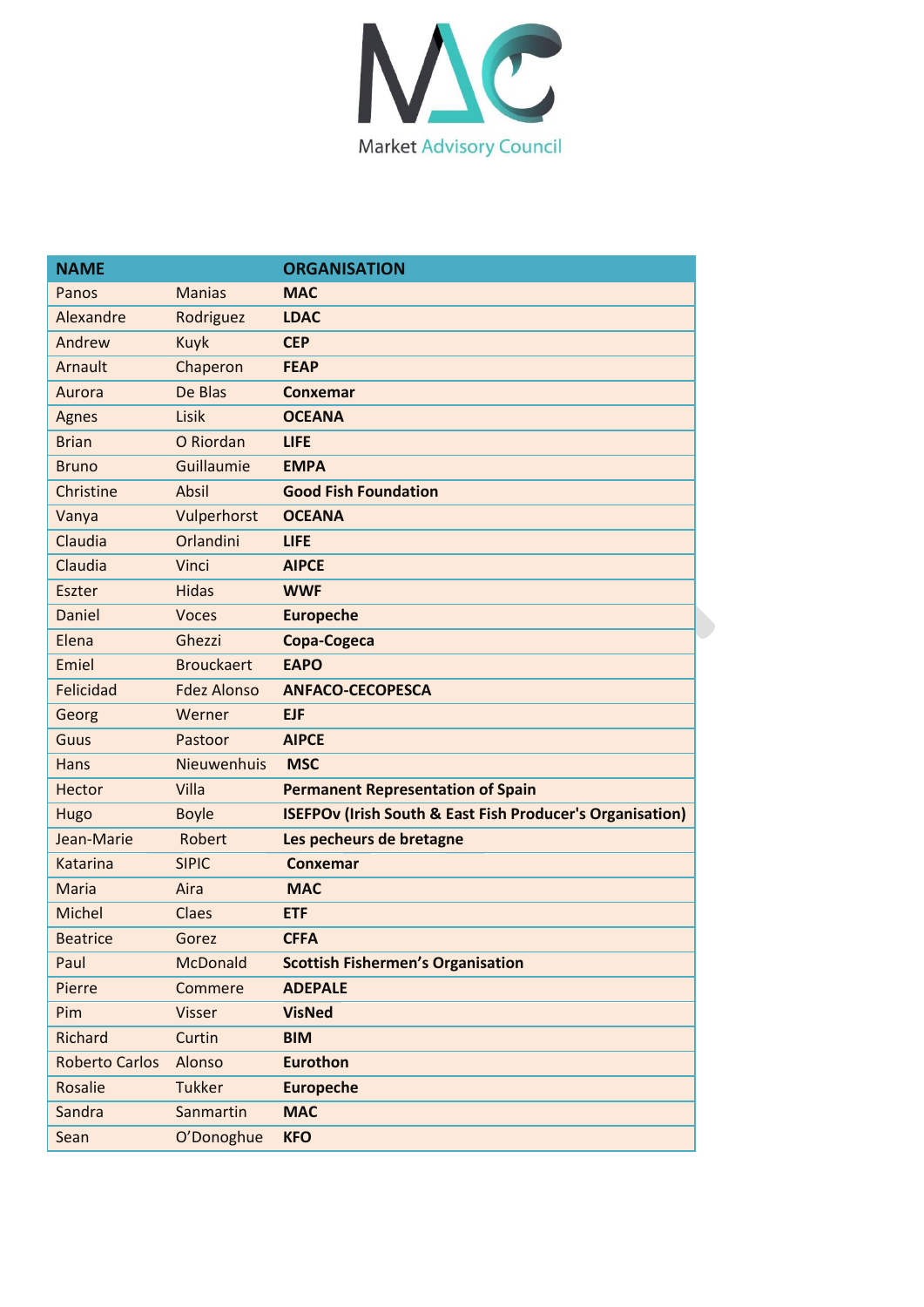Market Advisory Council

| NAME | | ORGANISATION |
|---|---|---|
| Panos | Manias | MAC |
| Alexandre | Rodriguez | LDAC |
| Andrew | Kuyk | CEP |
| Arnault | Chaperon | FEAP |
| Aurora | De Blas | Conxemar |
| Agnes | Lisik | OCEANA |
| Brian | O Riordan | LIFE |
| Bruno | Guillaumie | EMPA |
| Christine | Absil | Good Fish Foundation |
| Vanya | Vulperhorst | OCEANA |
| Claudia | Orlandini | LIFE |
| Claudia | Vinci | AIPCE |
| Eszter | Hidas | WWF |
| Daniel | Voces | Europeche |
| Elena | Ghezzi | Copa-Cogeca |
| Emiel | Brouckaert | EAPO |
| Felicidad | Fdez Alonso | ANFACO-CECOPESCA |
| Georg | Werner | EJF |
| Guus | Pastoor | AIPCE |
| Hans | Nieuwenhuis | MSC |
| Hector | Villa | Permanent Representation of Spain |
| Hugo | Boyle | ISEFPOv (Irish South & East Fish Producer's Organisation) |
| Jean-Marie | Robert | Les pecheurs de bretagne |
| Katarina | SIPIC | Conxemar |
| Maria | Aira | MAC |
| Michel | Claes | ETF |
| Beatrice | Gorez | CFFA |
| Paul | McDonald | Scottish Fishermen's Organisation |
| Pierre | Commere | ADEPALE |
| Pim | Visser | VisNed |
| Richard | Curtin | BIM |
| Roberto Carlos | Alonso | Eurothon |
| Rosalie | Tukker | Europeche |
| Sandra | Sanmartin | MAC |
| Sean | O'Donoghue | KFO |